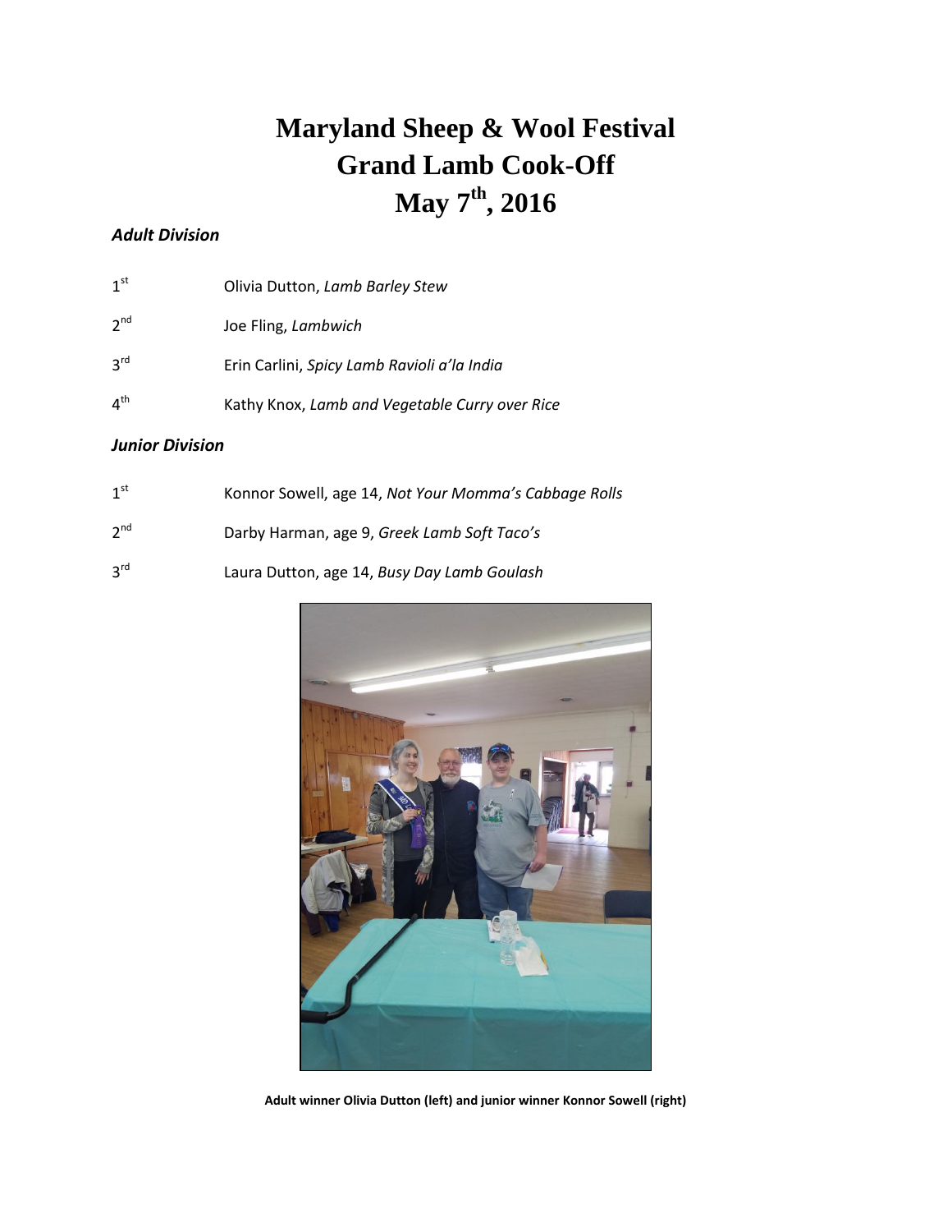# Maryland Sheep & Wool Festival
# Grand Lamb Cook-Off
# May 7th, 2016

### *Adult Division*

1st Olivia Dutton, *Lamb Barley Stew*

2nd Joe Fling, *Lambwich*

3rd Erin Carlini, *Spicy Lamb Ravioli a'la India*

4th Kathy Knox, *Lamb and Vegetable Curry over Rice*

### *Junior Division*

1st Konnor Sowell, age 14, *Not Your Momma's Cabbage Rolls*

2nd Darby Harman, age 9, *Greek Lamb Soft Taco's*

3rd Laura Dutton, age 14, *Busy Day Lamb Goulash*

**Adult winner Olivia Dutton (left) and junior winner Konnor Sowell (right)**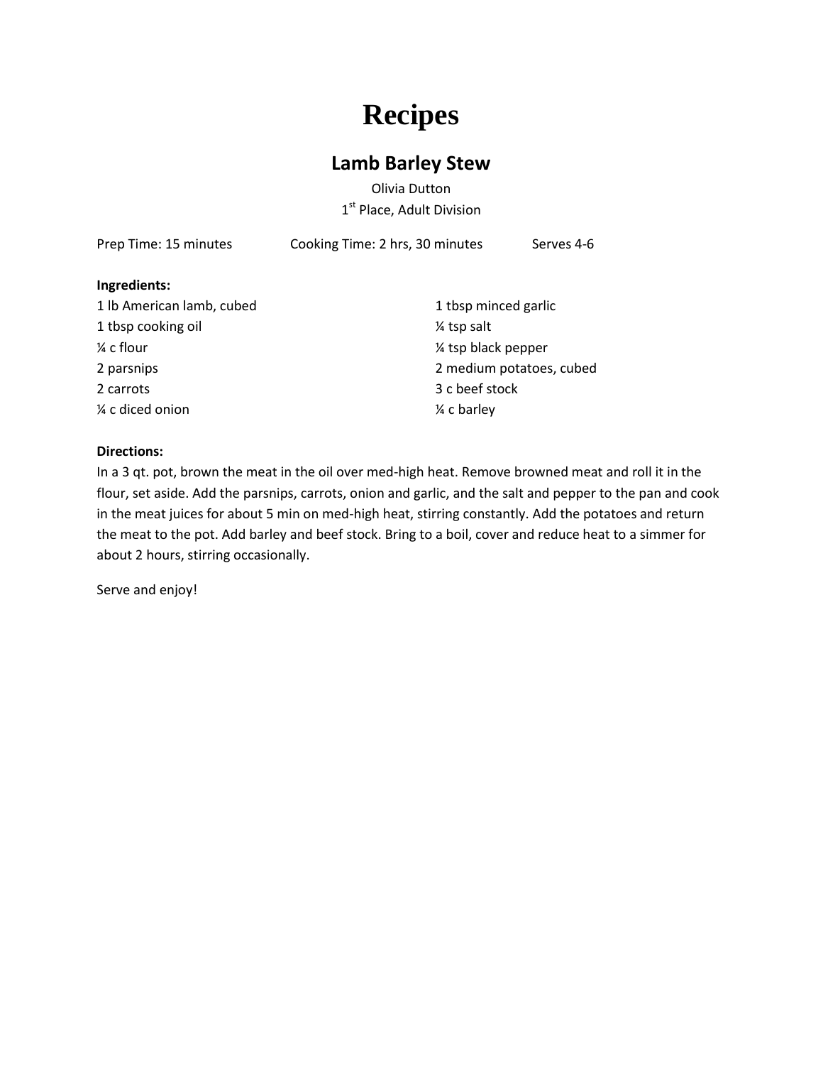# Recipes

## Lamb Barley Stew

Olivia Dutton

1st Place, Adult Division

Prep Time: 15 minutes    Cooking Time: 2 hrs, 30 minutes    Serves 4-6

**Ingredients:**

1 lb American lamb, cubed
1 tbsp cooking oil
¼ c flour
2 parsnips
2 carrots
¼ c diced onion
1 tbsp minced garlic
¼ tsp salt
¼ tsp black pepper
2 medium potatoes, cubed
3 c beef stock
¼ c barley

**Directions:**

In a 3 qt. pot, brown the meat in the oil over med-high heat. Remove browned meat and roll it in the flour, set aside. Add the parsnips, carrots, onion and garlic, and the salt and pepper to the pan and cook in the meat juices for about 5 min on med-high heat, stirring constantly. Add the potatoes and return the meat to the pot. Add barley and beef stock. Bring to a boil, cover and reduce heat to a simmer for about 2 hours, stirring occasionally.

Serve and enjoy!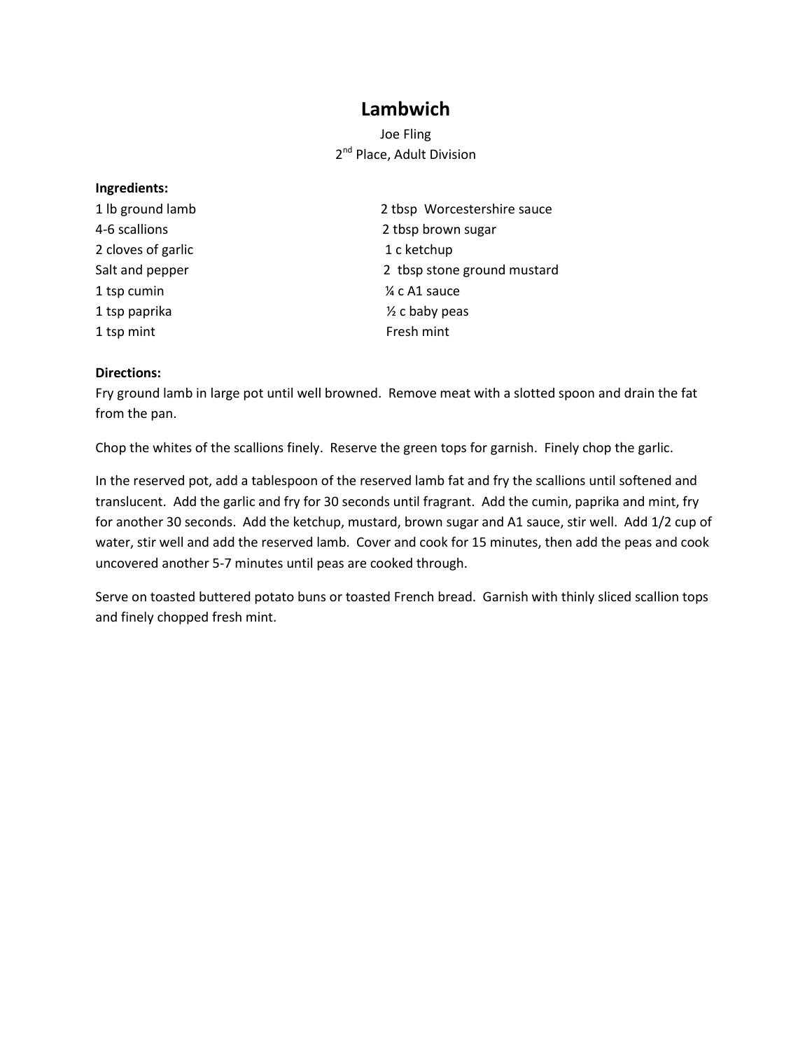# Lambwich

Joe Fling
2nd Place, Adult Division

**Ingredients:**

- 1 lb ground lamb
- 4-6 scallions
- 2 cloves of garlic
- Salt and pepper
- 1 tsp cumin
- 1 tsp paprika
- 1 tsp mint
- 2 tbsp Worcestershire sauce
- 2 tbsp brown sugar
- 1 c ketchup
- 2 tbsp stone ground mustard
- ¼ c A1 sauce
- ½ c baby peas
- Fresh mint

**Directions:**

Fry ground lamb in large pot until well browned. Remove meat with a slotted spoon and drain the fat from the pan.

Chop the whites of the scallions finely. Reserve the green tops for garnish. Finely chop the garlic.

In the reserved pot, add a tablespoon of the reserved lamb fat and fry the scallions until softened and translucent. Add the garlic and fry for 30 seconds until fragrant. Add the cumin, paprika and mint, fry for another 30 seconds. Add the ketchup, mustard, brown sugar and A1 sauce, stir well. Add 1/2 cup of water, stir well and add the reserved lamb. Cover and cook for 15 minutes, then add the peas and cook uncovered another 5-7 minutes until peas are cooked through.

Serve on toasted buttered potato buns or toasted French bread. Garnish with thinly sliced scallion tops and finely chopped fresh mint.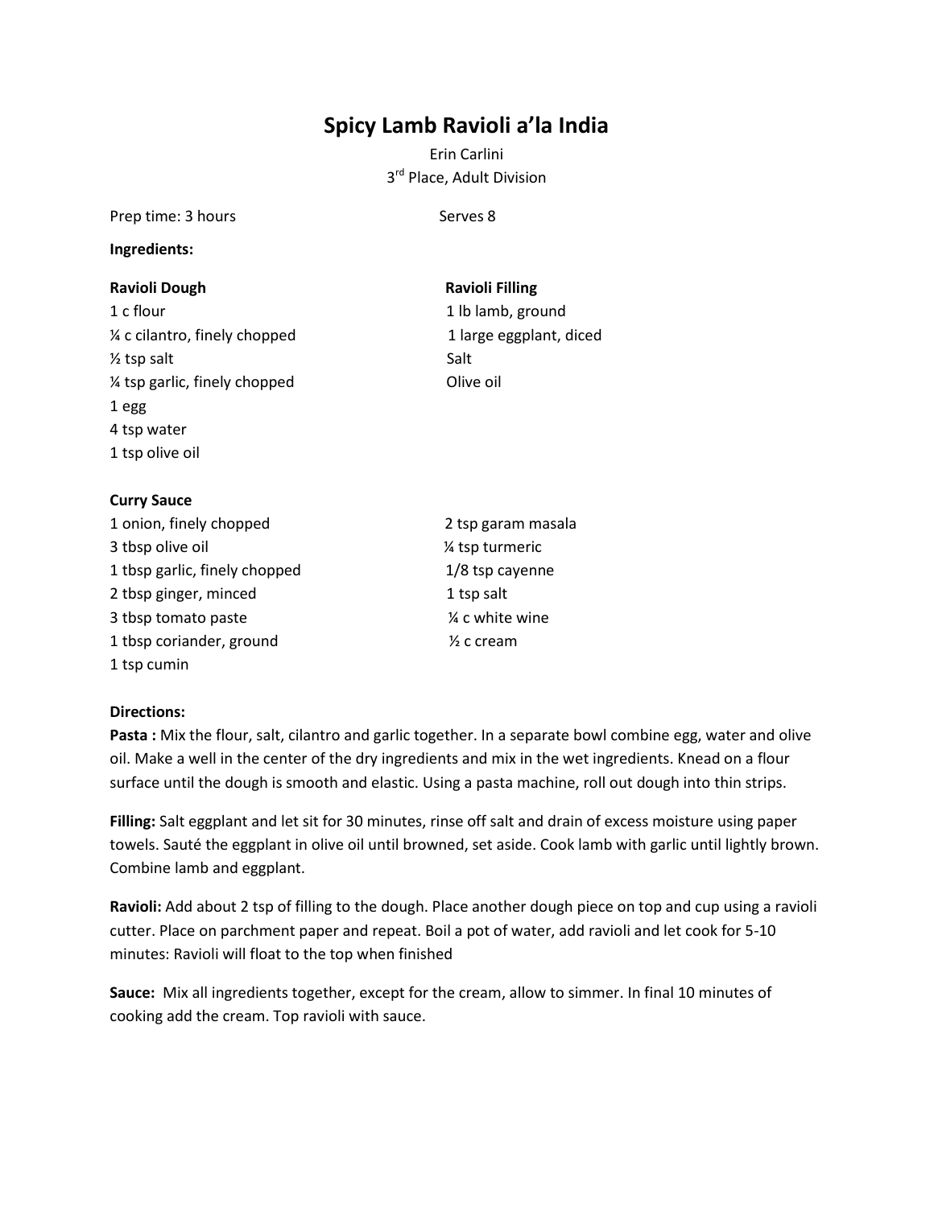# Spicy Lamb Ravioli a'la India

Erin Carlini
3rd Place, Adult Division

Prep time: 3 hours

Serves 8

**Ingredients:**

**Ravioli Dough**

1 c flour
¼ c cilantro, finely chopped
½ tsp salt
¼ tsp garlic, finely chopped
1 egg
4 tsp water
1 tsp olive oil

**Ravioli Filling**

1 lb lamb, ground
1 large eggplant, diced
Salt
Olive oil

**Curry Sauce**

1 onion, finely chopped
3 tbsp olive oil
1 tbsp garlic, finely chopped
2 tbsp ginger, minced
3 tbsp tomato paste
1 tbsp coriander, ground
1 tsp cumin
2 tsp garam masala
¼ tsp turmeric
1/8 tsp cayenne
1 tsp salt
¼ c white wine
½ c cream

**Directions:**

**Pasta :** Mix the flour, salt, cilantro and garlic together. In a separate bowl combine egg, water and olive oil. Make a well in the center of the dry ingredients and mix in the wet ingredients. Knead on a flour surface until the dough is smooth and elastic. Using a pasta machine, roll out dough into thin strips.

**Filling:** Salt eggplant and let sit for 30 minutes, rinse off salt and drain of excess moisture using paper towels. Sauté the eggplant in olive oil until browned, set aside. Cook lamb with garlic until lightly brown. Combine lamb and eggplant.

**Ravioli:** Add about 2 tsp of filling to the dough. Place another dough piece on top and cup using a ravioli cutter. Place on parchment paper and repeat. Boil a pot of water, add ravioli and let cook for 5-10 minutes: Ravioli will float to the top when finished

**Sauce:** Mix all ingredients together, except for the cream, allow to simmer. In final 10 minutes of cooking add the cream. Top ravioli with sauce.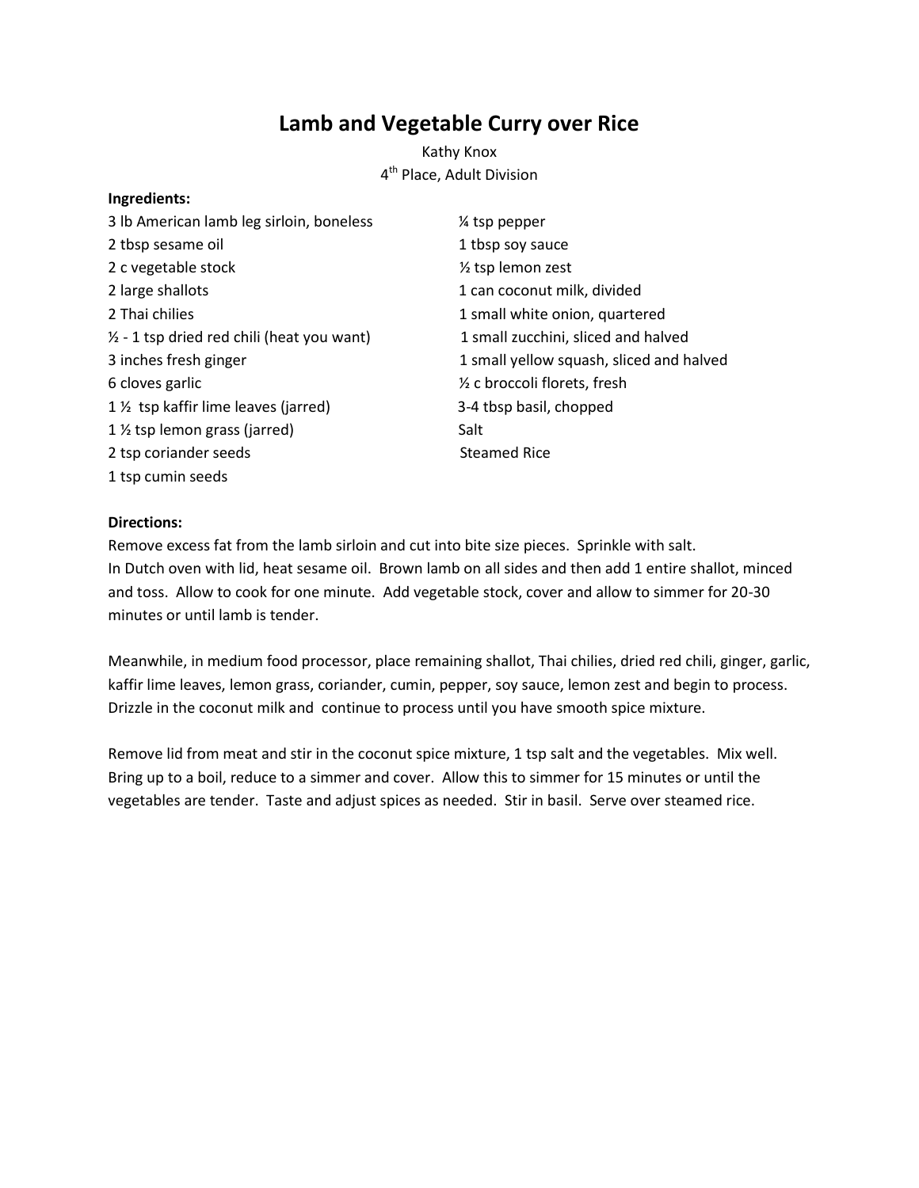# Lamb and Vegetable Curry over Rice

Kathy Knox
4th Place, Adult Division

**Ingredients:**

- 3 lb American lamb leg sirloin, boneless
- 2 tbsp sesame oil
- 2 c vegetable stock
- 2 large shallots
- 2 Thai chilies
- ½ - 1 tsp dried red chili (heat you want)
- 3 inches fresh ginger
- 6 cloves garlic
- 1 ½ tsp kaffir lime leaves (jarred)
- 1 ½ tsp lemon grass (jarred)
- 2 tsp coriander seeds
- 1 tsp cumin seeds
- ¼ tsp pepper
- 1 tbsp soy sauce
- ½ tsp lemon zest
- 1 can coconut milk, divided
- 1 small white onion, quartered
- 1 small zucchini, sliced and halved
- 1 small yellow squash, sliced and halved
- ½ c broccoli florets, fresh
- 3-4 tbsp basil, chopped
- Salt
- Steamed Rice

**Directions:**

Remove excess fat from the lamb sirloin and cut into bite size pieces. Sprinkle with salt.
In Dutch oven with lid, heat sesame oil. Brown lamb on all sides and then add 1 entire shallot, minced and toss. Allow to cook for one minute. Add vegetable stock, cover and allow to simmer for 20-30 minutes or until lamb is tender.

Meanwhile, in medium food processor, place remaining shallot, Thai chilies, dried red chili, ginger, garlic, kaffir lime leaves, lemon grass, coriander, cumin, pepper, soy sauce, lemon zest and begin to process. Drizzle in the coconut milk and continue to process until you have smooth spice mixture.

Remove lid from meat and stir in the coconut spice mixture, 1 tsp salt and the vegetables. Mix well. Bring up to a boil, reduce to a simmer and cover. Allow this to simmer for 15 minutes or until the vegetables are tender. Taste and adjust spices as needed. Stir in basil. Serve over steamed rice.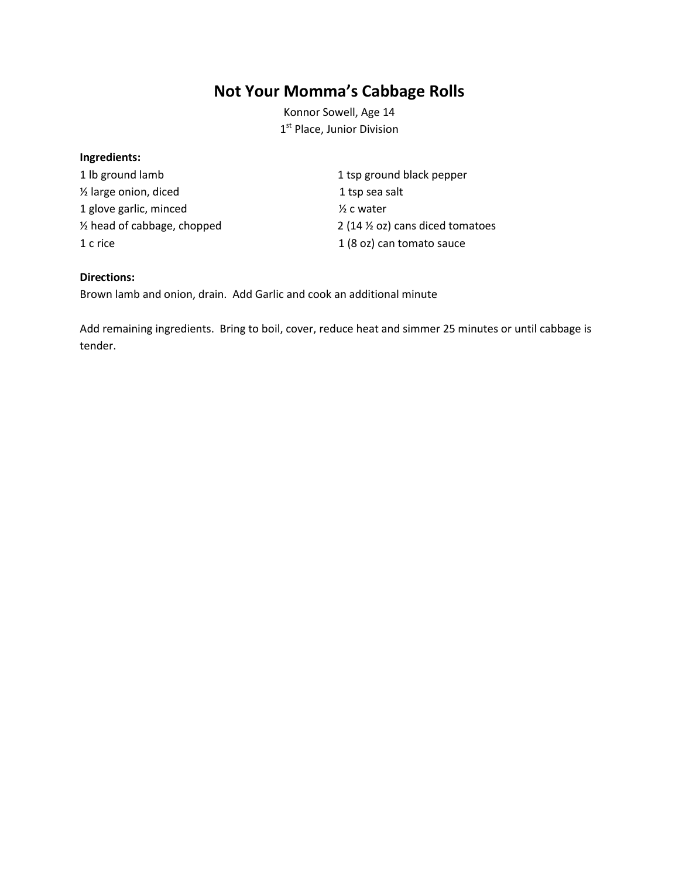# Not Your Momma's Cabbage Rolls

Konnor Sowell, Age 14
1st Place, Junior Division

**Ingredients:**

1 lb ground lamb
½ large onion, diced
1 glove garlic, minced
½ head of cabbage, chopped
1 c rice
1 tsp ground black pepper
1 tsp sea salt
½ c water
2 (14 ½ oz) cans diced tomatoes
1 (8 oz) can tomato sauce

**Directions:**

Brown lamb and onion, drain. Add Garlic and cook an additional minute

Add remaining ingredients. Bring to boil, cover, reduce heat and simmer 25 minutes or until cabbage is tender.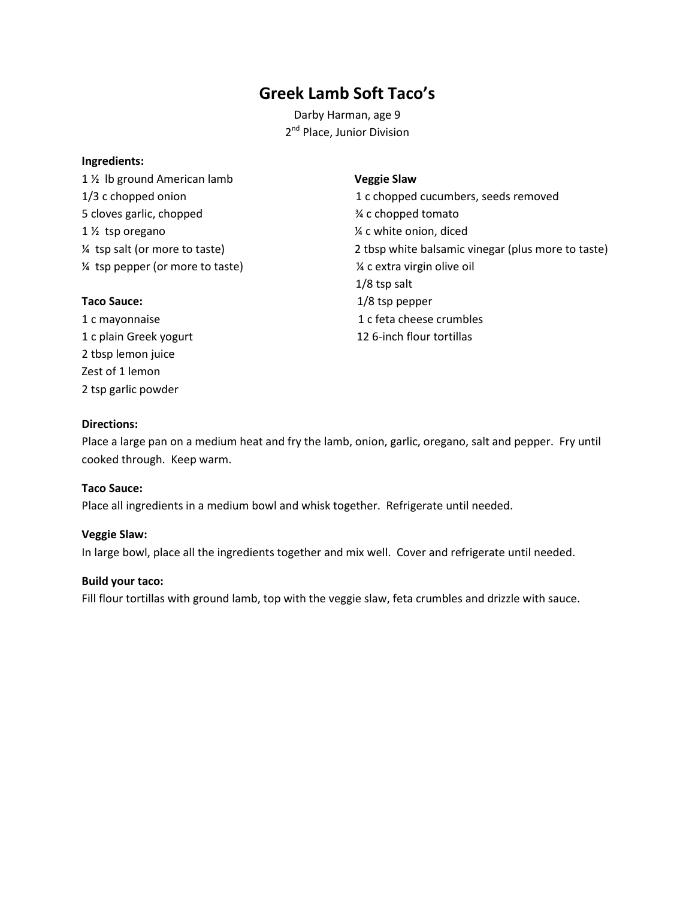# Greek Lamb Soft Taco's

Darby Harman, age 9
2nd Place, Junior Division

**Ingredients:**

1 ½ lb ground American lamb
1/3 c chopped onion
5 cloves garlic, chopped
1 ½ tsp oregano
¼ tsp salt (or more to taste)
¼ tsp pepper (or more to taste)

**Taco Sauce:**

1 c mayonnaise
1 c plain Greek yogurt
2 tbsp lemon juice
Zest of 1 lemon
2 tsp garlic powder

**Veggie Slaw**

1 c chopped cucumbers, seeds removed
¾ c chopped tomato
¼ c white onion, diced
2 tbsp white balsamic vinegar (plus more to taste)
¼ c extra virgin olive oil
1/8 tsp salt
1/8 tsp pepper
1 c feta cheese crumbles
12 6-inch flour tortillas

**Directions:**

Place a large pan on a medium heat and fry the lamb, onion, garlic, oregano, salt and pepper. Fry until cooked through. Keep warm.

**Taco Sauce:**

Place all ingredients in a medium bowl and whisk together. Refrigerate until needed.

**Veggie Slaw:**

In large bowl, place all the ingredients together and mix well. Cover and refrigerate until needed.

**Build your taco:**

Fill flour tortillas with ground lamb, top with the veggie slaw, feta crumbles and drizzle with sauce.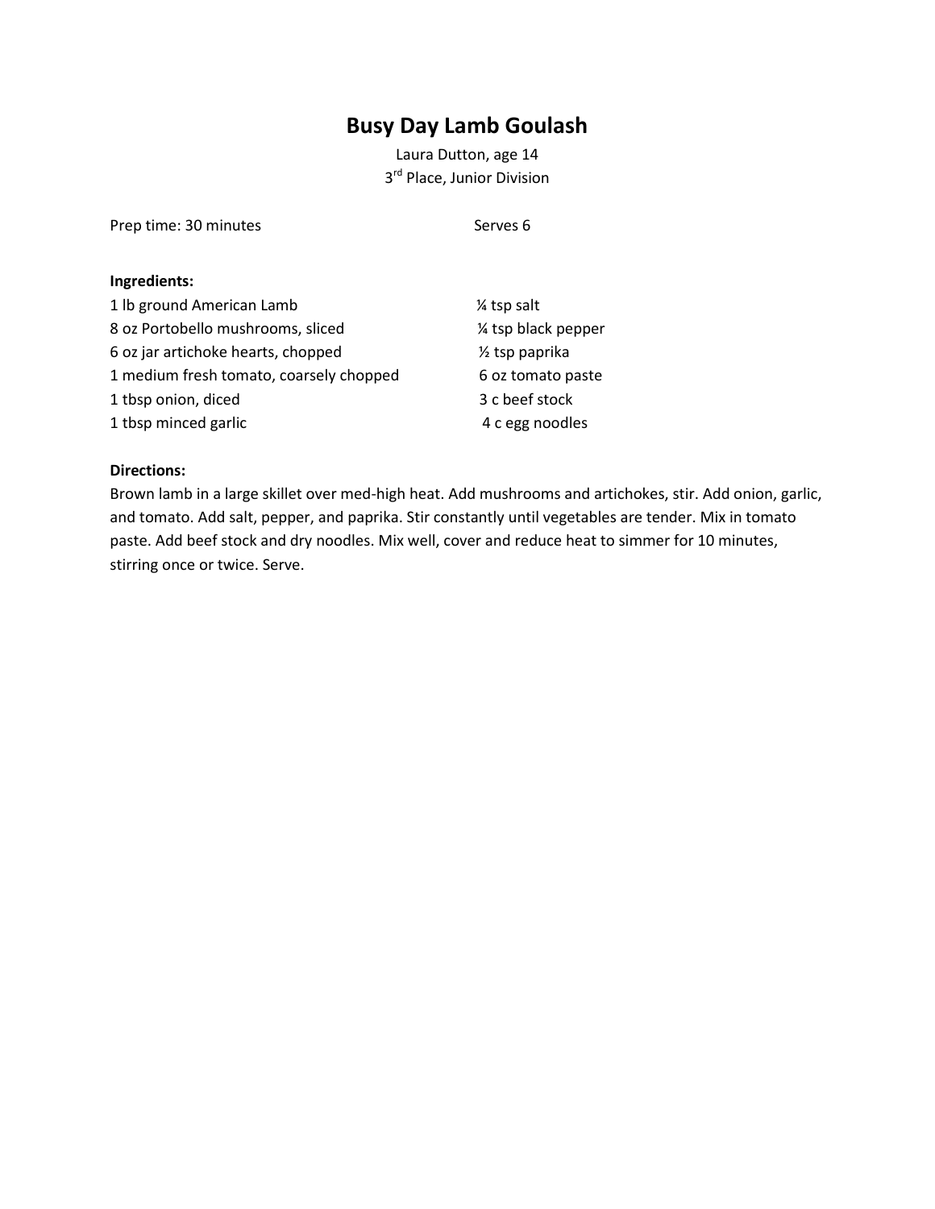# Busy Day Lamb Goulash

Laura Dutton, age 14

3rd Place, Junior Division

Prep time: 30 minutes

Serves 6

**Ingredients:**

- 1 lb ground American Lamb
- 8 oz Portobello mushrooms, sliced
- 6 oz jar artichoke hearts, chopped
- 1 medium fresh tomato, coarsely chopped
- 1 tbsp onion, diced
- 1 tbsp minced garlic
- ¼ tsp salt
- ¼ tsp black pepper
- ½ tsp paprika
- 6 oz tomato paste
- 3 c beef stock
- 4 c egg noodles

**Directions:**

Brown lamb in a large skillet over med-high heat. Add mushrooms and artichokes, stir. Add onion, garlic, and tomato. Add salt, pepper, and paprika. Stir constantly until vegetables are tender. Mix in tomato paste. Add beef stock and dry noodles. Mix well, cover and reduce heat to simmer for 10 minutes, stirring once or twice. Serve.